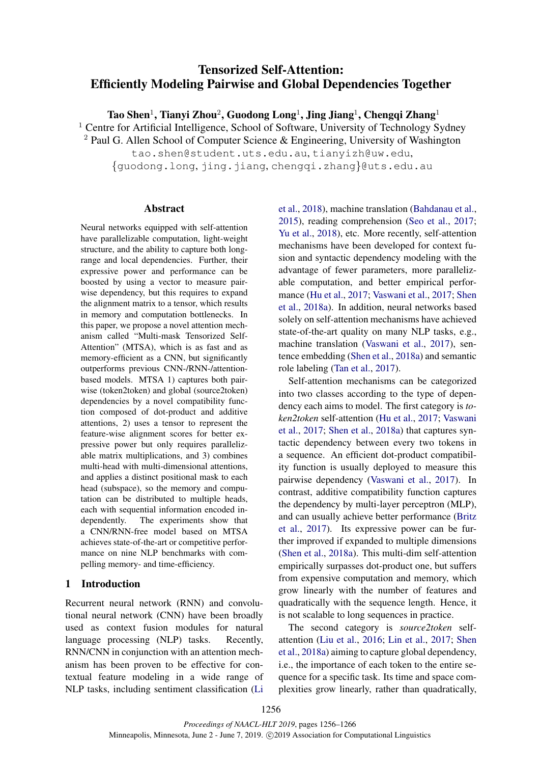# Tensorized Self-Attention: Efficiently Modeling Pairwise and Global Dependencies Together

**Tao Shen**[1], **Tianyi Zhou**[2], **Guodong Long**[1], **Jing Jiang**[1], **Chengqi Zhang**[1]

[1] Centre for Artificial Intelligence, School of Software, University of Technology Sydney
[2] Paul G. Allen School of Computer Science & Engineering, University of Washington

tao.shen@student.uts.edu.au, tianyizh@uw.edu,
{guodong.long, jing.jiang, chengqi.zhang}@uts.edu.au

## Abstract

Neural networks equipped with self-attention have parallelizable computation, light-weight structure, and the ability to capture both long-range and local dependencies. Further, their expressive power and performance can be boosted by using a vector to measure pairwise dependency, but this requires to expand the alignment matrix to a tensor, which results in memory and computation bottlenecks. In this paper, we propose a novel attention mechanism called "Multi-mask Tensorized Self-Attention" (MTSA), which is as fast and as memory-efficient as a CNN, but significantly outperforms previous CNN-/RNN-/attention-based models. MTSA 1) captures both pairwise (token2token) and global (source2token) dependencies by a novel compatibility function composed of dot-product and additive attentions, 2) uses a tensor to represent the feature-wise alignment scores for better expressive power but only requires parallelizable matrix multiplications, and 3) combines multi-head with multi-dimensional attentions, and applies a distinct positional mask to each head (subspace), so the memory and computation can be distributed to multiple heads, each with sequential information encoded independently. The experiments show that a CNN/RNN-free model based on MTSA achieves state-of-the-art or competitive performance on nine NLP benchmarks with compelling memory- and time-efficiency.

## 1 Introduction

Recurrent neural network (RNN) and convolutional neural network (CNN) have been broadly used as context fusion modules for natural language processing (NLP) tasks. Recently, RNN/CNN in conjunction with an attention mechanism has been proven to be effective for contextual feature modeling in a wide range of NLP tasks, including sentiment classification (Li et al., 2018), machine translation (Bahdanau et al., 2015), reading comprehension (Seo et al., 2017; Yu et al., 2018), etc. More recently, self-attention mechanisms have been developed for context fusion and syntactic dependency modeling with the advantage of fewer parameters, more parallelizable computation, and better empirical performance (Hu et al., 2017; Vaswani et al., 2017; Shen et al., 2018a). In addition, neural networks based solely on self-attention mechanisms have achieved state-of-the-art quality on many NLP tasks, e.g., machine translation (Vaswani et al., 2017), sentence embedding (Shen et al., 2018a) and semantic role labeling (Tan et al., 2017).

Self-attention mechanisms can be categorized into two classes according to the type of dependency each aims to model. The first category is *token2token* self-attention (Hu et al., 2017; Vaswani et al., 2017; Shen et al., 2018a) that captures syntactic dependency between every two tokens in a sequence. An efficient dot-product compatibility function is usually deployed to measure this pairwise dependency (Vaswani et al., 2017). In contrast, additive compatibility function captures the dependency by multi-layer perceptron (MLP), and can usually achieve better performance (Britz et al., 2017). Its expressive power can be further improved if expanded to multiple dimensions (Shen et al., 2018a). This multi-dim self-attention empirically surpasses dot-product one, but suffers from expensive computation and memory, which grow linearly with the number of features and quadratically with the sequence length. Hence, it is not scalable to long sequences in practice.

The second category is *source2token* self-attention (Liu et al., 2016; Lin et al., 2017; Shen et al., 2018a) aiming to capture global dependency, i.e., the importance of each token to the entire sequence for a specific task. Its time and space complexities grow linearly, rather than quadratically,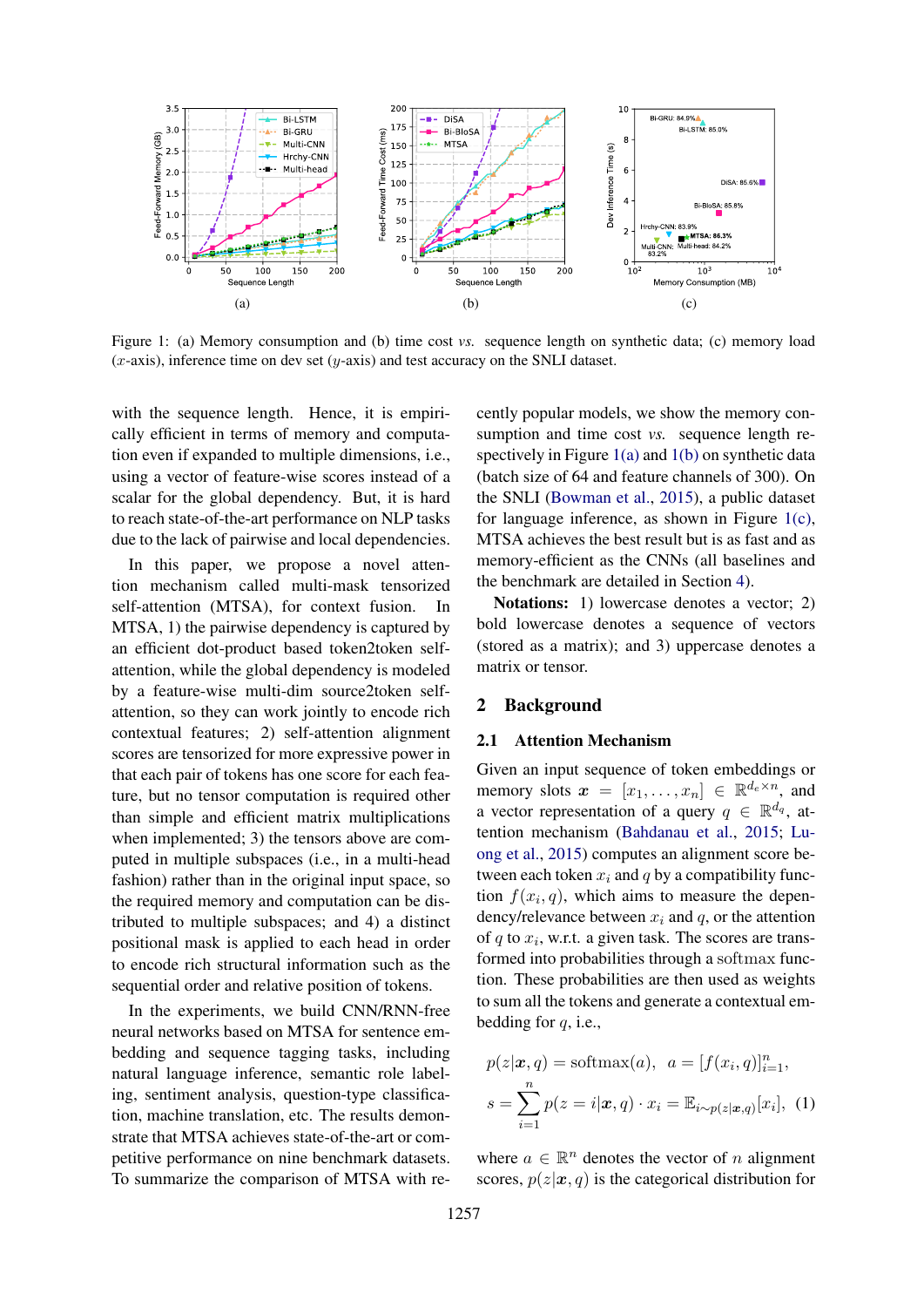Figure 1: (a) Memory consumption and (b) time cost *vs.* sequence length on synthetic data; (c) memory load ($x$-axis), inference time on dev set ($y$-axis) and test accuracy on the SNLI dataset.

with the sequence length. Hence, it is empirically efficient in terms of memory and computation even if expanded to multiple dimensions, i.e., using a vector of feature-wise scores instead of a scalar for the global dependency. But, it is hard to reach state-of-the-art performance on NLP tasks due to the lack of pairwise and local dependencies.

In this paper, we propose a novel attention mechanism called multi-mask tensorized self-attention (MTSA), for context fusion. In MTSA, 1) the pairwise dependency is captured by an efficient dot-product based token2token self-attention, while the global dependency is modeled by a feature-wise multi-dim source2token self-attention, so they can work jointly to encode rich contextual features; 2) self-attention alignment scores are tensorized for more expressive power in that each pair of tokens has one score for each feature, but no tensor computation is required other than simple and efficient matrix multiplications when implemented; 3) the tensors above are computed in multiple subspaces (i.e., in a multi-head fashion) rather than in the original input space, so the required memory and computation can be distributed to multiple subspaces; and 4) a distinct positional mask is applied to each head in order to encode rich structural information such as the sequential order and relative position of tokens.

In the experiments, we build CNN/RNN-free neural networks based on MTSA for sentence embedding and sequence tagging tasks, including natural language inference, semantic role labeling, sentiment analysis, question-type classification, machine translation, etc. The results demonstrate that MTSA achieves state-of-the-art or competitive performance on nine benchmark datasets. To summarize the comparison of MTSA with recently popular models, we show the memory consumption and time cost *vs.* sequence length respectively in Figure 1(a) and 1(b) on synthetic data (batch size of 64 and feature channels of 300). On the SNLI (Bowman et al., 2015), a public dataset for language inference, as shown in Figure 1(c), MTSA achieves the best result but is as fast and as memory-efficient as the CNNs (all baselines and the benchmark are detailed in Section 4).

**Notations:** 1) lowercase denotes a vector; 2) bold lowercase denotes a sequence of vectors (stored as a matrix); and 3) uppercase denotes a matrix or tensor.

## 2 Background

### 2.1 Attention Mechanism

Given an input sequence of token embeddings or memory slots $\boldsymbol{x} = [x_1, \dots, x_n] \in \mathbb{R}^{d_e \times n}$, and a vector representation of a query $q \in \mathbb{R}^{d_q}$, attention mechanism (Bahdanau et al., 2015; Luong et al., 2015) computes an alignment score between each token $x_i$ and $q$ by a compatibility function $f(x_i, q)$, which aims to measure the dependency/relevance between $x_i$ and $q$, or the attention of $q$ to $x_i$, w.r.t. a given task. The scores are transformed into probabilities through a $\mathrm{softmax}$ function. These probabilities are then used as weights to sum all the tokens and generate a contextual embedding for $q$, i.e.,

$$p(z|\boldsymbol{x}, q) = \mathrm{softmax}(a), \quad a = [f(x_i, q)]_{i=1}^{n},$$
$$s = \sum_{i=1}^{n} p(z = i|\boldsymbol{x}, q) \cdot x_i = \mathbb{E}_{i \sim p(z|\boldsymbol{x}, q)}[x_i], \quad (1)$$

where $a \in \mathbb{R}^n$ denotes the vector of $n$ alignment scores, $p(z|\boldsymbol{x}, q)$ is the categorical distribution for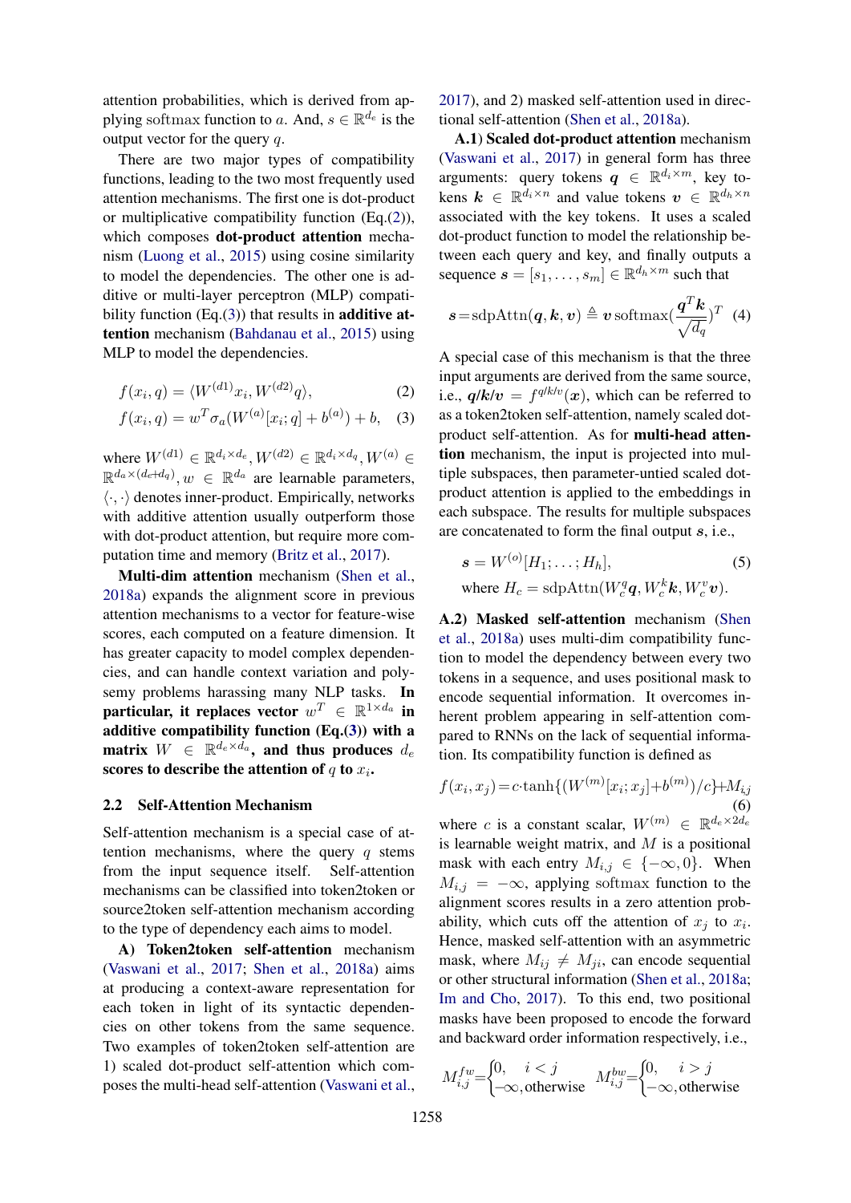attention probabilities, which is derived from applying softmax function to $a$. And, $s \in \mathbb{R}^{d_e}$ is the output vector for the query $q$.

There are two major types of compatibility functions, leading to the two most frequently used attention mechanisms. The first one is dot-product or multiplicative compatibility function (Eq.(2)), which composes **dot-product attention** mechanism (Luong et al., 2015) using cosine similarity to model the dependencies. The other one is additive or multi-layer perceptron (MLP) compatibility function (Eq.(3)) that results in **additive attention** mechanism (Bahdanau et al., 2015) using MLP to model the dependencies.

$$f(x_i, q) = \langle W^{(d1)} x_i, W^{(d2)} q \rangle, \quad (2)$$

$$f(x_i, q) = w^T \sigma_a(W^{(a)}[x_i; q] + b^{(a)}) + b, \quad (3)$$

where $W^{(d1)} \in \mathbb{R}^{d_i \times d_e}, W^{(d2)} \in \mathbb{R}^{d_i \times d_q}, W^{(a)} \in \mathbb{R}^{d_a \times (d_e + d_q)}, w \in \mathbb{R}^{d_a}$ are learnable parameters, $\langle \cdot, \cdot \rangle$ denotes inner-product. Empirically, networks with additive attention usually outperform those with dot-product attention, but require more computation time and memory (Britz et al., 2017).

**Multi-dim attention** mechanism (Shen et al., 2018a) expands the alignment score in previous attention mechanisms to a vector for feature-wise scores, each computed on a feature dimension. It has greater capacity to model complex dependencies, and can handle context variation and polysemy problems harassing many NLP tasks. **In particular, it replaces vector $w^T \in \mathbb{R}^{1 \times d_a}$ in additive compatibility function (Eq.(3)) with a matrix $W \in \mathbb{R}^{d_e \times d_a}$, and thus produces $d_e$ scores to describe the attention of $q$ to $x_i$.**

## 2.2 Self-Attention Mechanism

Self-attention mechanism is a special case of attention mechanisms, where the query $q$ stems from the input sequence itself. Self-attention mechanisms can be classified into token2token or source2token self-attention mechanism according to the type of dependency each aims to model.

**A) Token2token self-attention** mechanism (Vaswani et al., 2017; Shen et al., 2018a) aims at producing a context-aware representation for each token in light of its syntactic dependencies on other tokens from the same sequence. Two examples of token2token self-attention are 1) scaled dot-product self-attention which composes the multi-head self-attention (Vaswani et al., 2017), and 2) masked self-attention used in directional self-attention (Shen et al., 2018a).

**A.1) Scaled dot-product attention** mechanism (Vaswani et al., 2017) in general form has three arguments: query tokens $\boldsymbol{q} \in \mathbb{R}^{d_i \times m}$, key tokens $\boldsymbol{k} \in \mathbb{R}^{d_i \times n}$ and value tokens $\boldsymbol{v} \in \mathbb{R}^{d_h \times n}$ associated with the key tokens. It uses a scaled dot-product function to model the relationship between each query and key, and finally outputs a sequence $\boldsymbol{s} = [s_1, \dots, s_m] \in \mathbb{R}^{d_h \times m}$ such that

$$\boldsymbol{s} = \text{sdpAttn}(\boldsymbol{q}, \boldsymbol{k}, \boldsymbol{v}) \triangleq \boldsymbol{v} \, \text{softmax}(\frac{\boldsymbol{q}^T \boldsymbol{k}}{\sqrt{d_q}})^T \quad (4)$$

A special case of this mechanism is that the three input arguments are derived from the same source, i.e., $\boldsymbol{q}/\boldsymbol{k}/\boldsymbol{v} = f^{q/k/v}(\boldsymbol{x})$, which can be referred to as a token2token self-attention, namely scaled dot-product self-attention. As for **multi-head attention** mechanism, the input is projected into multiple subspaces, then parameter-untied scaled dot-product attention is applied to the embeddings in each subspace. The results for multiple subspaces are concatenated to form the final output $\boldsymbol{s}$, i.e.,

$$\boldsymbol{s} = W^{(o)}[H_1; \dots; H_h], \quad (5)$$

$$\text{where } H_c = \text{sdpAttn}(W^q_c \boldsymbol{q}, W^k_c \boldsymbol{k}, W^v_c \boldsymbol{v}).$$

**A.2) Masked self-attention** mechanism (Shen et al., 2018a) uses multi-dim compatibility function to model the dependency between every two tokens in a sequence, and uses positional mask to encode sequential information. It overcomes inherent problem appearing in self-attention compared to RNNs on the lack of sequential information. Its compatibility function is defined as

$$f(x_i, x_j) = c \cdot \tanh\{(W^{(m)}[x_i; x_j] + b^{(m)})/c\} + M_{ij} \quad (6)$$

where $c$ is a constant scalar, $W^{(m)} \in \mathbb{R}^{d_e \times 2d_e}$ is learnable weight matrix, and $M$ is a positional mask with each entry $M_{i,j} \in \{-\infty, 0\}$. When $M_{i,j} = -\infty$, applying softmax function to the alignment scores results in a zero attention probability, which cuts off the attention of $x_j$ to $x_i$. Hence, masked self-attention with an asymmetric mask, where $M_{ij} \neq M_{ji}$, can encode sequential or other structural information (Shen et al., 2018a; Im and Cho, 2017). To this end, two positional masks have been proposed to encode the forward and backward order information respectively, i.e.,

$$M^{fw}_{i,j} = \begin{cases} 0, & i < j \\ -\infty, & \text{otherwise} \end{cases} \quad M^{bw}_{i,j} = \begin{cases} 0, & i > j \\ -\infty, & \text{otherwise} \end{cases}$$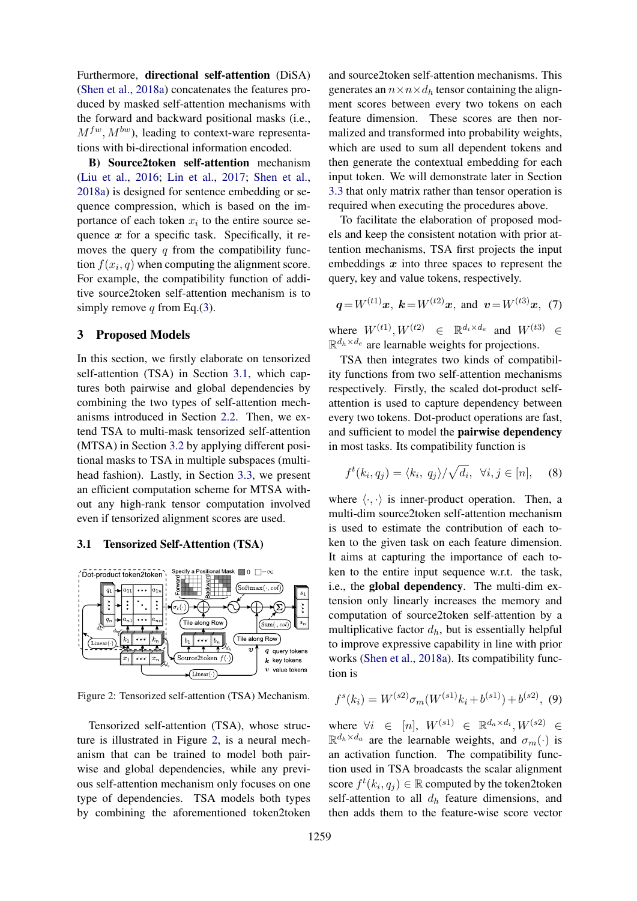Furthermore, **directional self-attention** (DiSA) (Shen et al., 2018a) concatenates the features produced by masked self-attention mechanisms with the forward and backward positional masks (i.e., $M^{fw}, M^{bw}$), leading to context-ware representations with bi-directional information encoded.

**B) Source2token self-attention** mechanism (Liu et al., 2016; Lin et al., 2017; Shen et al., 2018a) is designed for sentence embedding or sequence compression, which is based on the importance of each token $x_i$ to the entire source sequence $\boldsymbol{x}$ for a specific task. Specifically, it removes the query $q$ from the compatibility function $f(x_i, q)$ when computing the alignment score. For example, the compatibility function of additive source2token self-attention mechanism is to simply remove $q$ from Eq.(3).

## 3 Proposed Models

In this section, we firstly elaborate on tensorized self-attention (TSA) in Section 3.1, which captures both pairwise and global dependencies by combining the two types of self-attention mechanisms introduced in Section 2.2. Then, we extend TSA to multi-mask tensorized self-attention (MTSA) in Section 3.2 by applying different positional masks to TSA in multiple subspaces (multi-head fashion). Lastly, in Section 3.3, we present an efficient computation scheme for MTSA without any high-rank tensor computation involved even if tensorized alignment scores are used.

### 3.1 Tensorized Self-Attention (TSA)

Figure 2: Tensorized self-attention (TSA) Mechanism.

Tensorized self-attention (TSA), whose structure is illustrated in Figure 2, is a neural mechanism that can be trained to model both pairwise and global dependencies, while any previous self-attention mechanism only focuses on one type of dependencies. TSA models both types by combining the aforementioned token2token and source2token self-attention mechanisms. This generates an $n\times n\times d_h$ tensor containing the alignment scores between every two tokens on each feature dimension. These scores are then normalized and transformed into probability weights, which are used to sum all dependent tokens and then generate the contextual embedding for each input token. We will demonstrate later in Section 3.3 that only matrix rather than tensor operation is required when executing the procedures above.

To facilitate the elaboration of proposed models and keep the consistent notation with prior attention mechanisms, TSA first projects the input embeddings $\boldsymbol{x}$ into three spaces to represent the query, key and value tokens, respectively.

$$\boldsymbol{q}=W^{(t1)}\boldsymbol{x},\ \boldsymbol{k}=W^{(t2)}\boldsymbol{x},\ \text{and}\ \boldsymbol{v}=W^{(t3)}\boldsymbol{x}, \quad (7)$$

where $W^{(t1)}, W^{(t2)} \in \mathbb{R}^{d_i\times d_e}$ and $W^{(t3)} \in \mathbb{R}^{d_h\times d_e}$ are learnable weights for projections.

TSA then integrates two kinds of compatibility functions from two self-attention mechanisms respectively. Firstly, the scaled dot-product self-attention is used to capture dependency between every two tokens. Dot-product operations are fast, and sufficient to model the **pairwise dependency** in most tasks. Its compatibility function is

$$f^t(k_i, q_j) = \langle k_i,\ q_j\rangle/\sqrt{d_i},\quad \forall i,j \in [n], \quad (8)$$

where $\langle\cdot,\cdot\rangle$ is inner-product operation. Then, a multi-dim source2token self-attention mechanism is used to estimate the contribution of each token to the given task on each feature dimension. It aims at capturing the importance of each token to the entire input sequence w.r.t. the task, i.e., the **global dependency**. The multi-dim extension only linearly increases the memory and computation of source2token self-attention by a multiplicative factor $d_h$, but is essentially helpful to improve expressive capability in line with prior works (Shen et al., 2018a). Its compatibility function is

$$f^s(k_i) = W^{(s2)}\sigma_m(W^{(s1)}k_i + b^{(s1)}) + b^{(s2)}, \quad (9)$$

where $\forall i \in [n]$, $W^{(s1)} \in \mathbb{R}^{d_a\times d_i}, W^{(s2)} \in \mathbb{R}^{d_h\times d_a}$ are the learnable weights, and $\sigma_m(\cdot)$ is an activation function. The compatibility function used in TSA broadcasts the scalar alignment score $f^t(k_i, q_j) \in \mathbb{R}$ computed by the token2token self-attention to all $d_h$ feature dimensions, and then adds them to the feature-wise score vector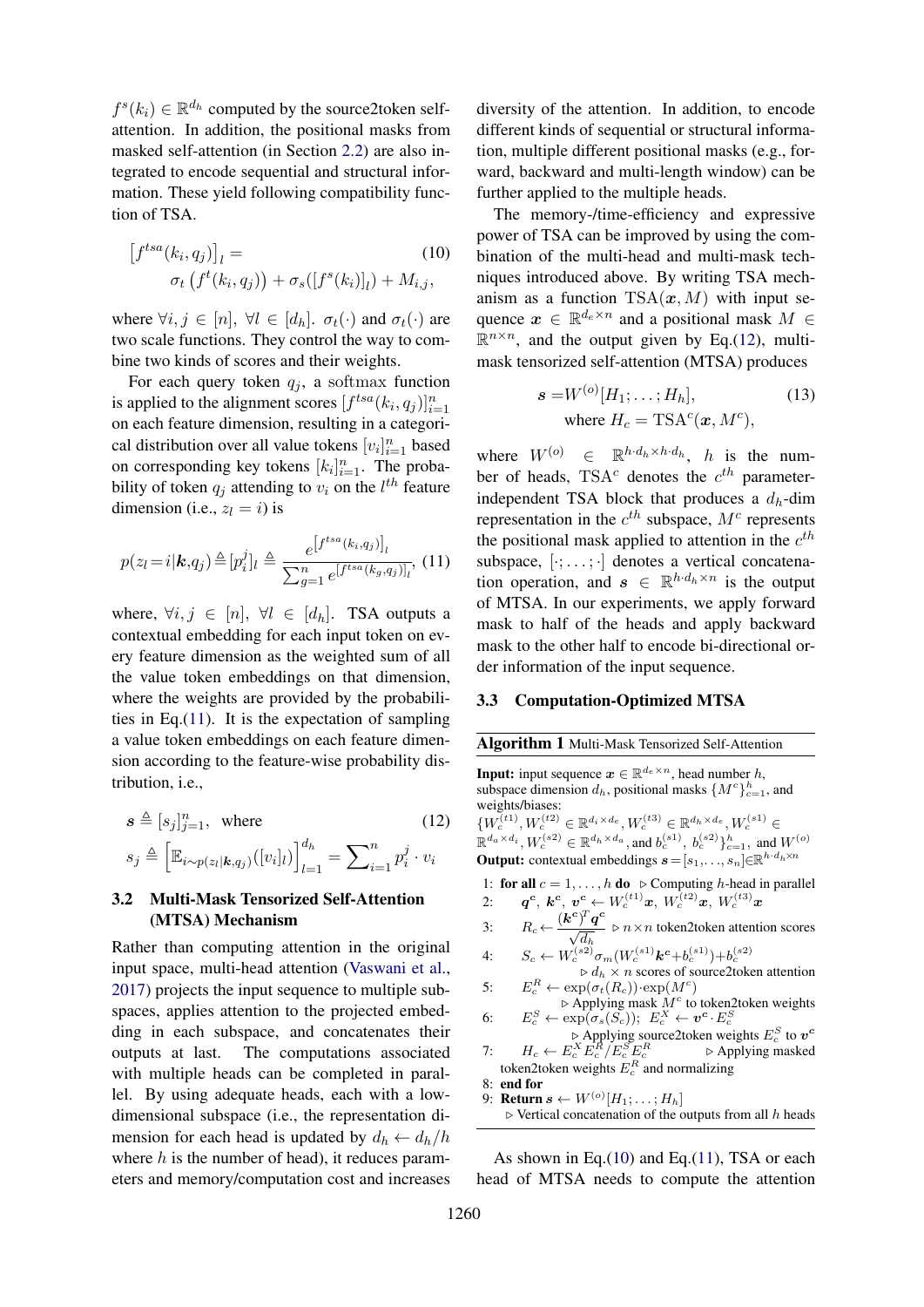$f^s(k_i) \in \mathbb{R}^{d_h}$ computed by the source2token self-attention. In addition, the positional masks from masked self-attention (in Section 2.2) are also integrated to encode sequential and structural information. These yield following compatibility function of TSA.

$$\left[f^{tsa}(k_i, q_j)\right]_l = \sigma_t\left(f^t(k_i, q_j)\right) + \sigma_s([f^s(k_i)]_l) + M_{i,j}, \tag{10}$$

where $\forall i, j \in [n]$, $\forall l \in [d_h]$. $\sigma_t(\cdot)$ and $\sigma_t(\cdot)$ are two scale functions. They control the way to combine two kinds of scores and their weights.

For each query token $q_j$, a softmax function is applied to the alignment scores $[f^{tsa}(k_i, q_j)]_{i=1}^n$ on each feature dimension, resulting in a categorical distribution over all value tokens $[v_i]_{i=1}^n$ based on corresponding key tokens $[k_i]_{i=1}^n$. The probability of token $q_j$ attending to $v_i$ on the $l^{th}$ feature dimension (i.e., $z_l = i$) is

$$p(z_l = i | \boldsymbol{k}, q_j) \triangleq [p_i^j]_l \triangleq \frac{e^{\left[f^{tsa}(k_i, q_j)\right]_l}}{\sum_{g=1}^n e^{[f^{tsa}(k_g, q_j)]_l}}, \tag{11}$$

where, $\forall i, j \in [n]$, $\forall l \in [d_h]$. TSA outputs a contextual embedding for each input token on every feature dimension as the weighted sum of all the value token embeddings on that dimension, where the weights are provided by the probabilities in Eq.(11). It is the expectation of sampling a value token embeddings on each feature dimension according to the feature-wise probability distribution, i.e.,

$$\boldsymbol{s} \triangleq [s_j]_{j=1}^n, \quad \text{where} \tag{12}$$
$$s_j \triangleq \left[\mathbb{E}_{i \sim p(z_l | \boldsymbol{k}, q_j)}([v_i]_l)\right]_{l=1}^{d_h} = \sum\nolimits_{i=1}^n p_i^j \cdot v_i$$

### 3.2 Multi-Mask Tensorized Self-Attention (MTSA) Mechanism

Rather than computing attention in the original input space, multi-head attention (Vaswani et al., 2017) projects the input sequence to multiple subspaces, applies attention to the projected embedding in each subspace, and concatenates their outputs at last. The computations associated with multiple heads can be completed in parallel. By using adequate heads, each with a low-dimensional subspace (i.e., the representation dimension for each head is updated by $d_h \leftarrow d_h/h$ where $h$ is the number of head), it reduces parameters and memory/computation cost and increases diversity of the attention. In addition, to encode different kinds of sequential or structural information, multiple different positional masks (e.g., forward, backward and multi-length window) can be further applied to the multiple heads.

The memory-/time-efficiency and expressive power of TSA can be improved by using the combination of the multi-head and multi-mask techniques introduced above. By writing TSA mechanism as a function $\text{TSA}(\boldsymbol{x}, M)$ with input sequence $\boldsymbol{x} \in \mathbb{R}^{d_e \times n}$ and a positional mask $M \in \mathbb{R}^{n \times n}$, and the output given by Eq.(12), multi-mask tensorized self-attention (MTSA) produces

$$\boldsymbol{s} = W^{(o)}[H_1; \ldots; H_h], \tag{13}$$
$$\text{where } H_c = \text{TSA}^c(\boldsymbol{x}, M^c),$$

where $W^{(o)} \in \mathbb{R}^{h \cdot d_h \times h \cdot d_h}$, $h$ is the number of heads, $\text{TSA}^c$ denotes the $c^{th}$ parameter-independent TSA block that produces a $d_h$-dim representation in the $c^{th}$ subspace, $M^c$ represents the positional mask applied to attention in the $c^{th}$ subspace, $[\cdot; \ldots; \cdot]$ denotes a vertical concatenation operation, and $\boldsymbol{s} \in \mathbb{R}^{h \cdot d_h \times n}$ is the output of MTSA. In our experiments, we apply forward mask to half of the heads and apply backward mask to the other half to encode bi-directional order information of the input sequence.

### 3.3 Computation-Optimized MTSA

**Algorithm 1** Multi-Mask Tensorized Self-Attention

**Input:** input sequence $\boldsymbol{x} \in \mathbb{R}^{d_e \times n}$, head number $h$, subspace dimension $d_h$, positional masks $\{M^c\}_{c=1}^h$, and weights/biases: $\{W_c^{(t1)}, W_c^{(t2)} \in \mathbb{R}^{d_i \times d_e}, W_c^{(t3)} \in \mathbb{R}^{d_h \times d_e}, W_c^{(s1)} \in \mathbb{R}^{d_a \times d_i}, W_c^{(s2)} \in \mathbb{R}^{d_h \times d_a}$, and $b_c^{(s1)}, b_c^{(s2)}\}_{c=1}^h$, and $W^{(o)}$
**Output:** contextual embeddings $\boldsymbol{s} = [s_1, \ldots, s_n] \in \mathbb{R}^{h \cdot d_h \times n}$

1: **for all** $c = 1, \ldots, h$ **do** ▷ Computing $h$-head in parallel
2: $\quad \boldsymbol{q^c}, \boldsymbol{k^c}, \boldsymbol{v^c} \leftarrow W_c^{(t1)}\boldsymbol{x}, W_c^{(t2)}\boldsymbol{x}, W_c^{(t3)}\boldsymbol{x}$
3: $\quad R_c \leftarrow \dfrac{(\boldsymbol{k^c})^T \boldsymbol{q^c}}{\sqrt{d_h}}$ ▷ $n \times n$ token2token attention scores
4: $\quad S_c \leftarrow W_c^{(s2)}\sigma_m(W_c^{(s1)}\boldsymbol{k^c} + b_c^{(s1)}) + b_c^{(s2)}$ ▷ $d_h \times n$ scores of source2token attention
5: $\quad E_c^R \leftarrow \exp(\sigma_t(R_c)) \cdot \exp(M^c)$ ▷ Applying mask $M^c$ to token2token weights
6: $\quad E_c^S \leftarrow \exp(\sigma_s(S_c))$; $E_c^X \leftarrow \boldsymbol{v^c} \cdot E_c^S$ ▷ Applying source2token weights $E_c^S$ to $\boldsymbol{v^c}$
7: $\quad H_c \leftarrow E_c^X E_c^R / E_c^S E_c^R$ ▷ Applying masked token2token weights $E_c^R$ and normalizing
8: **end for**
9: **Return** $\boldsymbol{s} \leftarrow W^{(o)}[H_1; \ldots; H_h]$ ▷ Vertical concatenation of the outputs from all $h$ heads

As shown in Eq.(10) and Eq.(11), TSA or each head of MTSA needs to compute the attention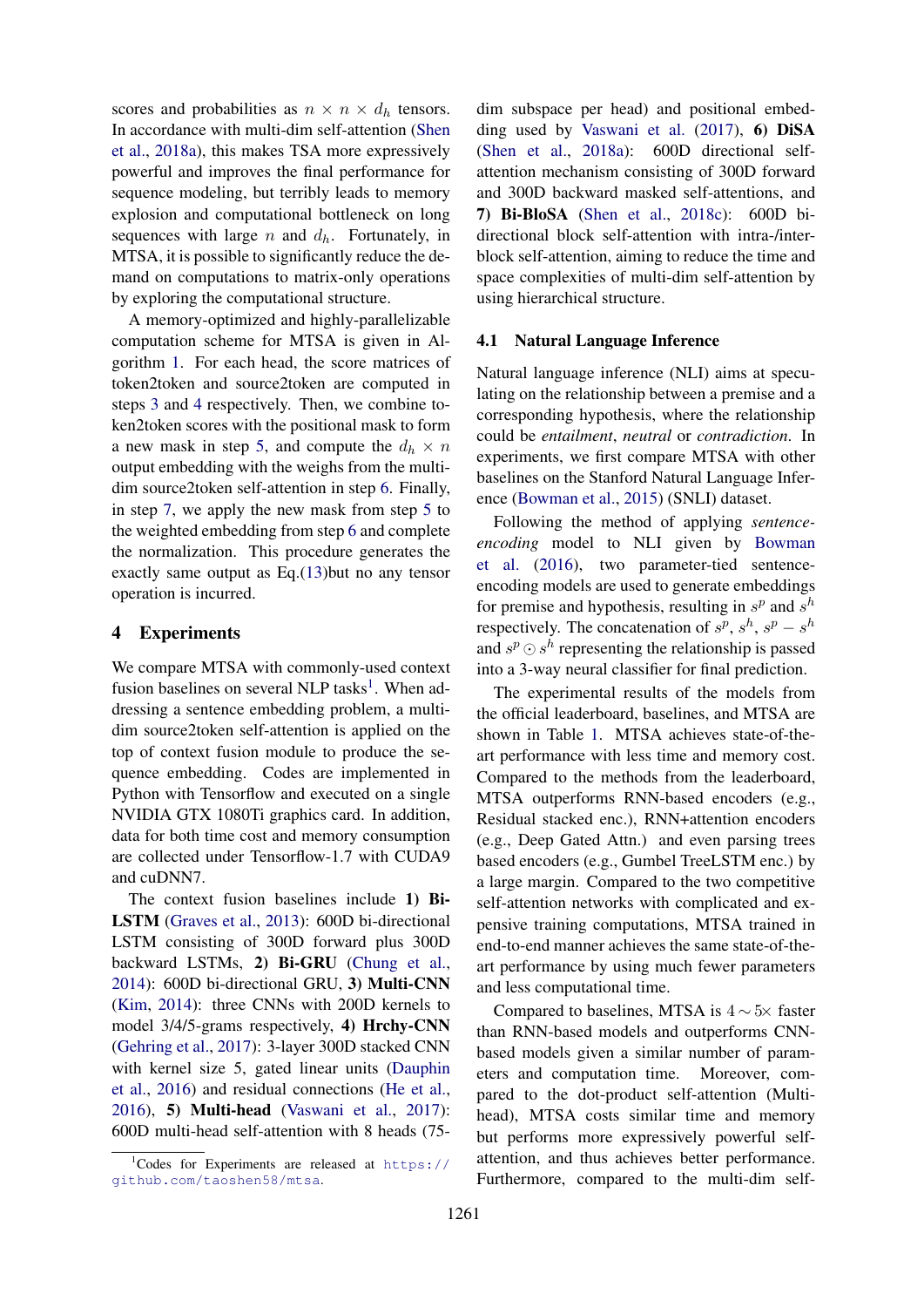scores and probabilities as $n \times n \times d_h$ tensors. In accordance with multi-dim self-attention (Shen et al., 2018a), this makes TSA more expressively powerful and improves the final performance for sequence modeling, but terribly leads to memory explosion and computational bottleneck on long sequences with large $n$ and $d_h$. Fortunately, in MTSA, it is possible to significantly reduce the demand on computations to matrix-only operations by exploring the computational structure.

A memory-optimized and highly-parallelizable computation scheme for MTSA is given in Algorithm 1. For each head, the score matrices of token2token and source2token are computed in steps 3 and 4 respectively. Then, we combine token2token scores with the positional mask to form a new mask in step 5, and compute the $d_h \times n$ output embedding with the weighs from the multi-dim source2token self-attention in step 6. Finally, in step 7, we apply the new mask from step 5 to the weighted embedding from step 6 and complete the normalization. This procedure generates the exactly same output as Eq.(13)but no any tensor operation is incurred.

# 4 Experiments

We compare MTSA with commonly-used context fusion baselines on several NLP tasks[1]. When addressing a sentence embedding problem, a multi-dim source2token self-attention is applied on the top of context fusion module to produce the sequence embedding. Codes are implemented in Python with Tensorflow and executed on a single NVIDIA GTX 1080Ti graphics card. In addition, data for both time cost and memory consumption are collected under Tensorflow-1.7 with CUDA9 and cuDNN7.

The context fusion baselines include **1) Bi-LSTM** (Graves et al., 2013): 600D bi-directional LSTM consisting of 300D forward plus 300D backward LSTMs, **2) Bi-GRU** (Chung et al., 2014): 600D bi-directional GRU, **3) Multi-CNN** (Kim, 2014): three CNNs with 200D kernels to model 3/4/5-grams respectively, **4) Hrchy-CNN** (Gehring et al., 2017): 3-layer 300D stacked CNN with kernel size 5, gated linear units (Dauphin et al., 2016) and residual connections (He et al., 2016), **5) Multi-head** (Vaswani et al., 2017): 600D multi-head self-attention with 8 heads (75-dim subspace per head) and positional embedding used by Vaswani et al. (2017), **6) DiSA** (Shen et al., 2018a): 600D directional self-attention mechanism consisting of 300D forward and 300D backward masked self-attentions, and **7) Bi-BloSA** (Shen et al., 2018c): 600D bi-directional block self-attention with intra-/inter-block self-attention, aiming to reduce the time and space complexities of multi-dim self-attention by using hierarchical structure.

[1] Codes for Experiments are released at https://github.com/taoshen58/mtsa.

## 4.1 Natural Language Inference

Natural language inference (NLI) aims at speculating on the relationship between a premise and a corresponding hypothesis, where the relationship could be *entailment*, *neutral* or *contradiction*. In experiments, we first compare MTSA with other baselines on the Stanford Natural Language Inference (Bowman et al., 2015) (SNLI) dataset.

Following the method of applying *sentence-encoding* model to NLI given by Bowman et al. (2016), two parameter-tied sentence-encoding models are used to generate embeddings for premise and hypothesis, resulting in $s^p$ and $s^h$ respectively. The concatenation of $s^p$, $s^h$, $s^p - s^h$ and $s^p \odot s^h$ representing the relationship is passed into a 3-way neural classifier for final prediction.

The experimental results of the models from the official leaderboard, baselines, and MTSA are shown in Table 1. MTSA achieves state-of-the-art performance with less time and memory cost. Compared to the methods from the leaderboard, MTSA outperforms RNN-based encoders (e.g., Residual stacked enc.), RNN+attention encoders (e.g., Deep Gated Attn.) and even parsing trees based encoders (e.g., Gumbel TreeLSTM enc.) by a large margin. Compared to the two competitive self-attention networks with complicated and expensive training computations, MTSA trained in end-to-end manner achieves the same state-of-the-art performance by using much fewer parameters and less computational time.

Compared to baselines, MTSA is $4 \sim 5\times$ faster than RNN-based models and outperforms CNN-based models given a similar number of parameters and computation time. Moreover, compared to the dot-product self-attention (Multi-head), MTSA costs similar time and memory but performs more expressively powerful self-attention, and thus achieves better performance. Furthermore, compared to the multi-dim self-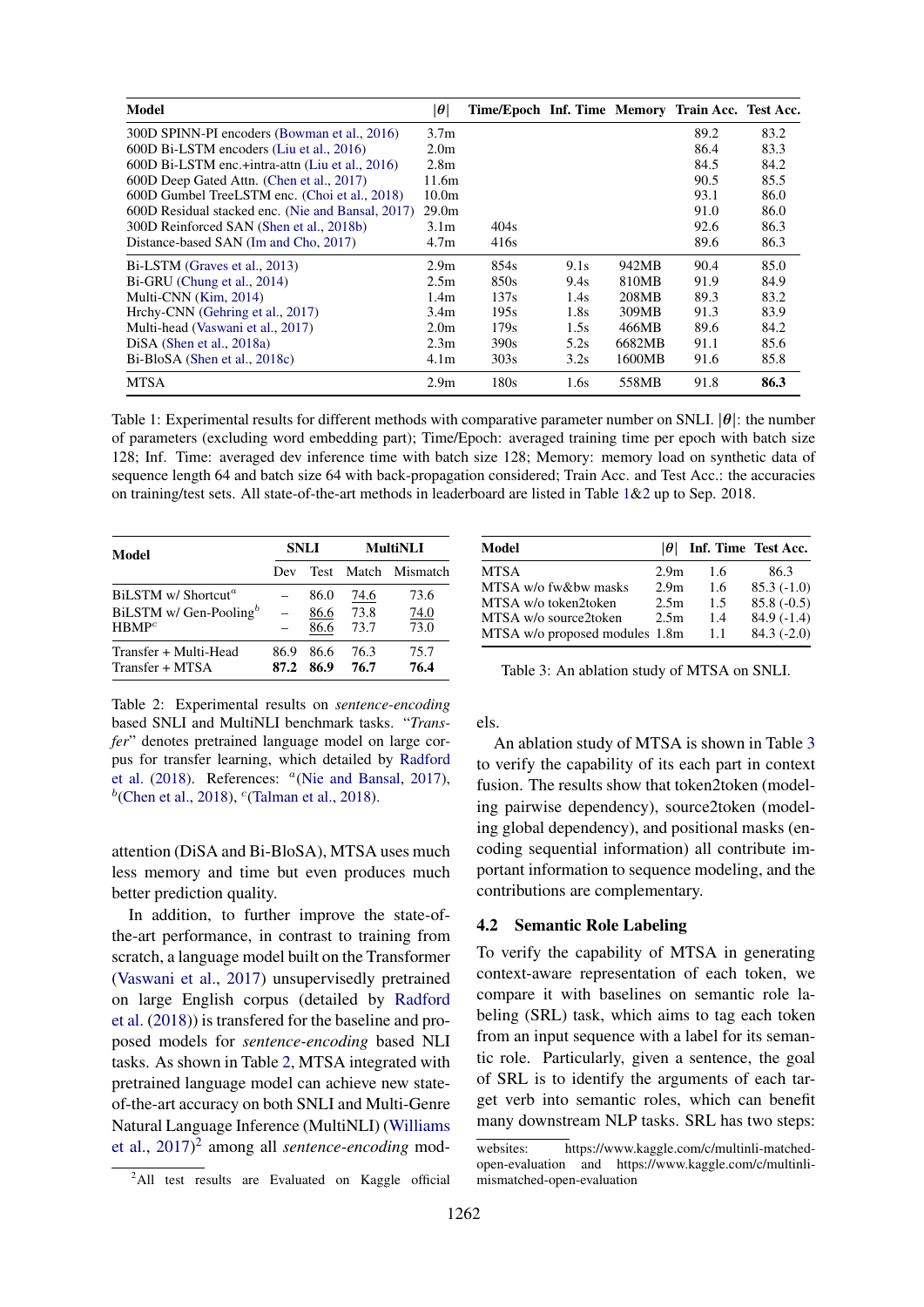| Model | $\vert\theta\vert$ | Time/Epoch | Inf. Time | Memory | Train Acc. | Test Acc. |
|---|---|---|---|---|---|---|
| 300D SPINN-PI encoders (Bowman et al., 2016) | 3.7m | | | | 89.2 | 83.2 |
| 600D Bi-LSTM encoders (Liu et al., 2016) | 2.0m | | | | 86.4 | 83.3 |
| 600D Bi-LSTM enc.+intra-attn (Liu et al., 2016) | 2.8m | | | | 84.5 | 84.2 |
| 600D Deep Gated Attn. (Chen et al., 2017) | 11.6m | | | | 90.5 | 85.5 |
| 600D Gumbel TreeLSTM enc. (Choi et al., 2018) | 10.0m | | | | 93.1 | 86.0 |
| 600D Residual stacked enc. (Nie and Bansal, 2017) | 29.0m | | | | 91.0 | 86.0 |
| 300D Reinforced SAN (Shen et al., 2018b) | 3.1m | 404s | | | 92.6 | 86.3 |
| Distance-based SAN (Im and Cho, 2017) | 4.7m | 416s | | | 89.6 | 86.3 |
| Bi-LSTM (Graves et al., 2013) | 2.9m | 854s | 9.1s | 942MB | 90.4 | 85.0 |
| Bi-GRU (Chung et al., 2014) | 2.5m | 850s | 9.4s | 810MB | 91.9 | 84.9 |
| Multi-CNN (Kim, 2014) | 1.4m | 137s | 1.4s | 208MB | 89.3 | 83.2 |
| Hrchy-CNN (Gehring et al., 2017) | 3.4m | 195s | 1.8s | 309MB | 91.3 | 83.9 |
| Multi-head (Vaswani et al., 2017) | 2.0m | 179s | 1.5s | 466MB | 89.6 | 84.2 |
| DiSA (Shen et al., 2018a) | 2.3m | 390s | 5.2s | 6682MB | 91.1 | 85.6 |
| Bi-BloSA (Shen et al., 2018c) | 4.1m | 303s | 3.2s | 1600MB | 91.6 | 85.8 |
| MTSA | 2.9m | 180s | 1.6s | 558MB | 91.8 | **86.3** |

Table 1: Experimental results for different methods with comparative parameter number on SNLI. $|\theta|$: the number of parameters (excluding word embedding part); Time/Epoch: averaged training time per epoch with batch size 128; Inf. Time: averaged dev inference time with batch size 128; Memory: memory load on synthetic data of sequence length 64 and batch size 64 with back-propagation considered; Train Acc. and Test Acc.: the accuracies on training/test sets. All state-of-the-art methods in leaderboard are listed in Table 1&2 up to Sep. 2018.

| Model | SNLI | | MultiNLI | |
|---|---|---|---|---|
| | Dev | Test | Match | Mismatch |
| BiLSTM w/ Shortcut[a] | – | 86.0 | <u>74.6</u> | 73.6 |
| BiLSTM w/ Gen-Pooling[b] | – | <u>86.6</u> | 73.8 | <u>74.0</u> |
| HBMP[c] | – | <u>86.6</u> | 73.7 | 73.0 |
| Transfer + Multi-Head | 86.9 | 86.6 | 76.3 | 75.7 |
| Transfer + MTSA | **87.2** | **86.9** | **76.7** | **76.4** |

Table 2: Experimental results on *sentence-encoding* based SNLI and MultiNLI benchmark tasks. "*Transfer*" denotes pretrained language model on large corpus for transfer learning, which detailed by Radford et al. (2018). References: [a](Nie and Bansal, 2017), [b](Chen et al., 2018), [c](Talman et al., 2018).

| Model | $\vert\theta\vert$ | Inf. Time | Test Acc. |
|---|---|---|---|
| MTSA | 2.9m | 1.6 | 86.3 |
| MTSA w/o fw&bw masks | 2.9m | 1.6 | 85.3 (-1.0) |
| MTSA w/o token2token | 2.5m | 1.5 | 85.8 (-0.5) |
| MTSA w/o source2token | 2.5m | 1.4 | 84.9 (-1.4) |
| MTSA w/o proposed modules | 1.8m | 1.1 | 84.3 (-2.0) |

Table 3: An ablation study of MTSA on SNLI.

attention (DiSA and Bi-BloSA), MTSA uses much less memory and time but even produces much better prediction quality.

In addition, to further improve the state-of-the-art performance, in contrast to training from scratch, a language model built on the Transformer (Vaswani et al., 2017) unsupervisedly pretrained on large English corpus (detailed by Radford et al. (2018)) is transfered for the baseline and proposed models for *sentence-encoding* based NLI tasks. As shown in Table 2, MTSA integrated with pretrained language model can achieve new state-of-the-art accuracy on both SNLI and Multi-Genre Natural Language Inference (MultiNLI) (Williams et al., 2017)[2] among all *sentence-encoding* models.

An ablation study of MTSA is shown in Table 3 to verify the capability of its each part in context fusion. The results show that token2token (modeling pairwise dependency), source2token (modeling global dependency), and positional masks (encoding sequential information) all contribute important information to sequence modeling, and the contributions are complementary.

## 4.2 Semantic Role Labeling

To verify the capability of MTSA in generating context-aware representation of each token, we compare it with baselines on semantic role labeling (SRL) task, which aims to tag each token from an input sequence with a label for its semantic role. Particularly, given a sentence, the goal of SRL is to identify the arguments of each target verb into semantic roles, which can benefit many downstream NLP tasks. SRL has two steps:

[2]All test results are Evaluated on Kaggle official websites: https://www.kaggle.com/c/multinli-matched-open-evaluation and https://www.kaggle.com/c/multinli-mismatched-open-evaluation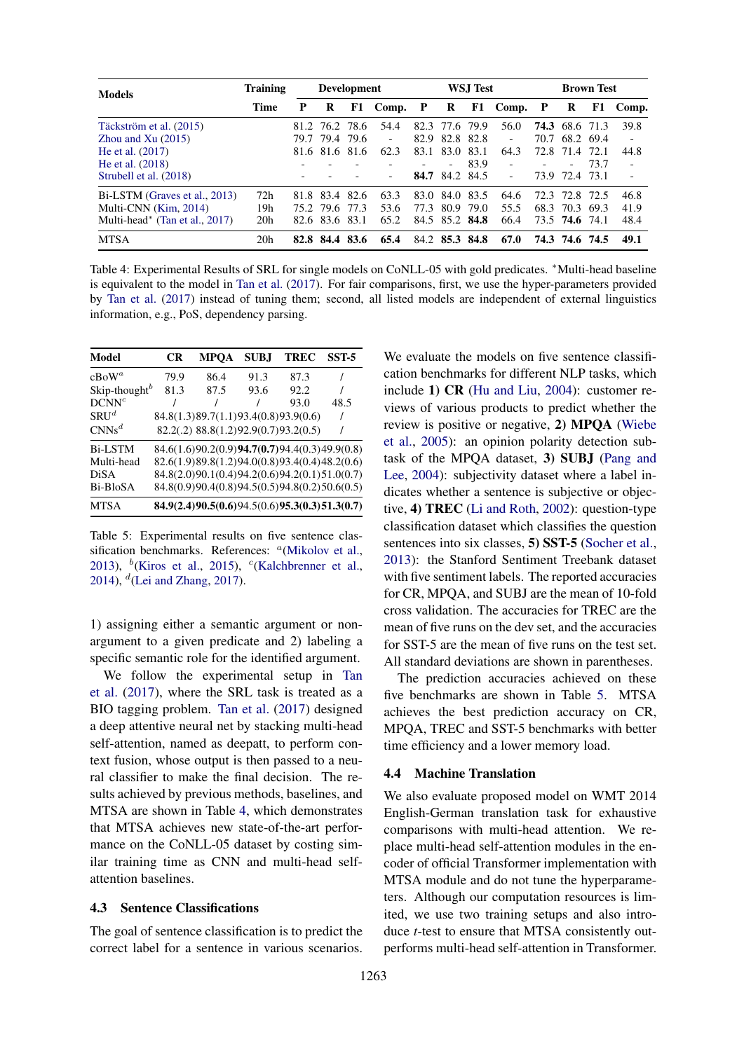| Models | Training | Development | | | | WSJ Test | | | | Brown Test | | | |
|---|---|---|---|---|---|---|---|---|---|---|---|---|---|
| | Time | P | R | F1 | Comp. | P | R | F1 | Comp. | P | R | F1 | Comp. |
| Täckström et al. (2015) | | 81.2 | 76.2 | 78.6 | 54.4 | 82.3 | 77.6 | 79.9 | 56.0 | **74.3** | 68.6 | 71.3 | 39.8 |
| Zhou and Xu (2015) | | 79.7 | 79.4 | 79.6 | - | 82.9 | 82.8 | 82.8 | - | 70.7 | 68.2 | 69.4 | - |
| He et al. (2017) | | 81.6 | 81.6 | 81.6 | 62.3 | 83.1 | 83.0 | 83.1 | 64.3 | 72.8 | 71.4 | 72.1 | 44.8 |
| He et al. (2018) | | - | - | - | - | - | - | 83.9 | - | - | - | 73.7 | - |
| Strubell et al. (2018) | | - | - | - | - | **84.7** | 84.2 | 84.5 | - | 73.9 | 72.4 | 73.1 | - |
| Bi-LSTM (Graves et al., 2013) | 72h | 81.8 | 83.4 | 82.6 | 63.3 | 83.0 | 84.0 | 83.5 | 64.6 | 72.3 | 72.8 | 72.5 | 46.8 |
| Multi-CNN (Kim, 2014) | 19h | 75.2 | 79.6 | 77.3 | 53.6 | 77.3 | 80.9 | 79.0 | 55.5 | 68.3 | 70.3 | 69.3 | 41.9 |
| Multi-head* (Tan et al., 2017) | 20h | 82.6 | 83.6 | 83.1 | 65.2 | 84.5 | 85.2 | **84.8** | 66.4 | 73.5 | **74.6** | 74.1 | 48.4 |
| MTSA | 20h | **82.8** | **84.4** | **83.6** | **65.4** | 84.2 | **85.3** | **84.8** | **67.0** | **74.3** | **74.6** | **74.5** | **49.1** |

Table 4: Experimental Results of SRL for single models on CoNLL-05 with gold predicates. *Multi-head baseline is equivalent to the model in Tan et al. (2017). For fair comparisons, first, we use the hyper-parameters provided by Tan et al. (2017) instead of tuning them; second, all listed models are independent of external linguistics information, e.g., PoS, dependency parsing.

| Model | CR | MPQA | SUBJ | TREC | SST-5 |
|---|---|---|---|---|---|
| cBoW[a] | 79.9 | 86.4 | 91.3 | 87.3 | / |
| Skip-thought[b] | 81.3 | 87.5 | 93.6 | 92.2 | / |
| DCNN[c] | / | / | / | 93.0 | 48.5 |
| SRU[d] | 84.8(1.3) | 89.7(1.1) | 93.4(0.8) | 93.9(0.6) | / |
| CNNs[d] | 82.2(.2) | 88.8(1.2) | 92.9(0.7) | 93.2(0.5) | / |
| Bi-LSTM | 84.6(1.6) | 90.2(0.9) | **94.7(0.7)** | 94.4(0.3) | 49.9(0.8) |
| Multi-head | 82.6(1.9) | 89.8(1.2) | 94.0(0.8) | 93.4(0.4) | 48.2(0.6) |
| DiSA | 84.8(2.0) | 90.1(0.4) | 94.2(0.6) | 94.2(0.1) | 51.0(0.7) |
| Bi-BloSA | 84.8(0.9) | 90.4(0.8) | 94.5(0.5) | 94.8(0.2) | 50.6(0.5) |
| MTSA | **84.9(2.4)** | **90.5(0.6)** | 94.5(0.6) | **95.3(0.3)** | **51.3(0.7)** |

Table 5: Experimental results on five sentence classification benchmarks. References: [a](Mikolov et al., 2013), [b](Kiros et al., 2015), [c](Kalchbrenner et al., 2014), [d](Lei and Zhang, 2017).

1) assigning either a semantic argument or non-argument to a given predicate and 2) labeling a specific semantic role for the identified argument.

We follow the experimental setup in Tan et al. (2017), where the SRL task is treated as a BIO tagging problem. Tan et al. (2017) designed a deep attentive neural net by stacking multi-head self-attention, named as deepatt, to perform context fusion, whose output is then passed to a neural classifier to make the final decision. The results achieved by previous methods, baselines, and MTSA are shown in Table 4, which demonstrates that MTSA achieves new state-of-the-art performance on the CoNLL-05 dataset by costing similar training time as CNN and multi-head self-attention baselines.

### 4.3 Sentence Classifications

The goal of sentence classification is to predict the correct label for a sentence in various scenarios. We evaluate the models on five sentence classification benchmarks for different NLP tasks, which include **1) CR** (Hu and Liu, 2004): customer reviews of various products to predict whether the review is positive or negative, **2) MPQA** (Wiebe et al., 2005): an opinion polarity detection subtask of the MPQA dataset, **3) SUBJ** (Pang and Lee, 2004): subjectivity dataset where a label indicates whether a sentence is subjective or objective, **4) TREC** (Li and Roth, 2002): question-type classification dataset which classifies the question sentences into six classes, **5) SST-5** (Socher et al., 2013): the Stanford Sentiment Treebank dataset with five sentiment labels. The reported accuracies for CR, MPQA, and SUBJ are the mean of 10-fold cross validation. The accuracies for TREC are the mean of five runs on the dev set, and the accuracies for SST-5 are the mean of five runs on the test set. All standard deviations are shown in parentheses.

The prediction accuracies achieved on these five benchmarks are shown in Table 5. MTSA achieves the best prediction accuracy on CR, MPQA, TREC and SST-5 benchmarks with better time efficiency and a lower memory load.

### 4.4 Machine Translation

We also evaluate proposed model on WMT 2014 English-German translation task for exhaustive comparisons with multi-head attention. We replace multi-head self-attention modules in the encoder of official Transformer implementation with MTSA module and do not tune the hyperparameters. Although our computation resources is limited, we use two training setups and also introduce *t*-test to ensure that MTSA consistently outperforms multi-head self-attention in Transformer.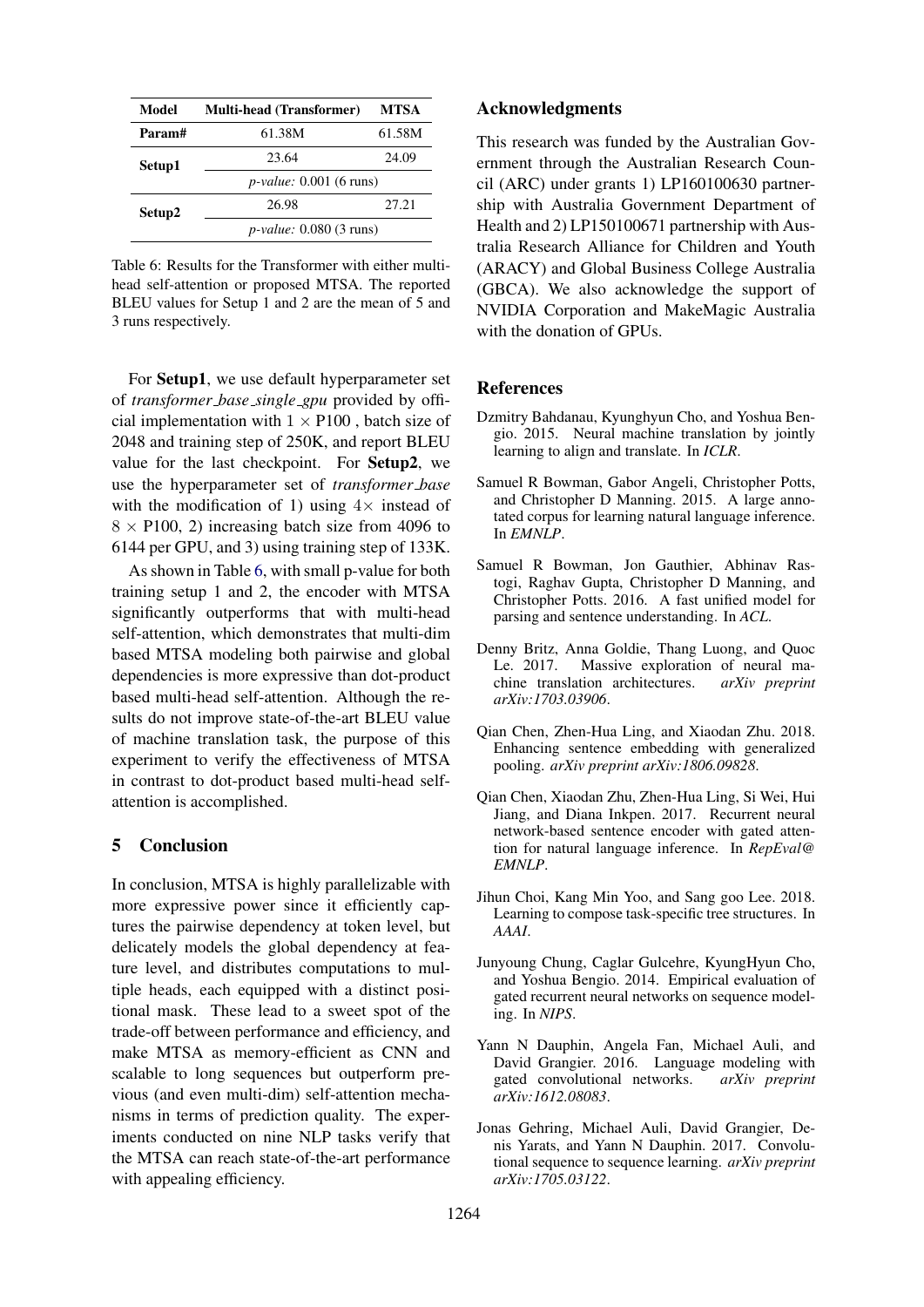| Model | Multi-head (Transformer) | MTSA |
|---|---|---|
| **Param#** | 61.38M | 61.58M |
| **Setup1** | 23.64 | 24.09 |
| | *p-value:* 0.001 (6 runs) | |
| **Setup2** | 26.98 | 27.21 |
| | *p-value:* 0.080 (3 runs) | |

Table 6: Results for the Transformer with either multi-head self-attention or proposed MTSA. The reported BLEU values for Setup 1 and 2 are the mean of 5 and 3 runs respectively.

For **Setup1**, we use default hyperparameter set of *transformer_base_single_gpu* provided by official implementation with $1 \times$ P100 , batch size of 2048 and training step of 250K, and report BLEU value for the last checkpoint. For **Setup2**, we use the hyperparameter set of *transformer_base* with the modification of 1) using $4\times$ instead of $8 \times$ P100, 2) increasing batch size from 4096 to 6144 per GPU, and 3) using training step of 133K.

As shown in Table 6, with small p-value for both training setup 1 and 2, the encoder with MTSA significantly outperforms that with multi-head self-attention, which demonstrates that multi-dim based MTSA modeling both pairwise and global dependencies is more expressive than dot-product based multi-head self-attention. Although the results do not improve state-of-the-art BLEU value of machine translation task, the purpose of this experiment to verify the effectiveness of MTSA in contrast to dot-product based multi-head self-attention is accomplished.

## 5 Conclusion

In conclusion, MTSA is highly parallelizable with more expressive power since it efficiently captures the pairwise dependency at token level, but delicately models the global dependency at feature level, and distributes computations to multiple heads, each equipped with a distinct positional mask. These lead to a sweet spot of the trade-off between performance and efficiency, and make MTSA as memory-efficient as CNN and scalable to long sequences but outperform previous (and even multi-dim) self-attention mechanisms in terms of prediction quality. The experiments conducted on nine NLP tasks verify that the MTSA can reach state-of-the-art performance with appealing efficiency.

## Acknowledgments

This research was funded by the Australian Government through the Australian Research Council (ARC) under grants 1) LP160100630 partnership with Australia Government Department of Health and 2) LP150100671 partnership with Australia Research Alliance for Children and Youth (ARACY) and Global Business College Australia (GBCA). We also acknowledge the support of NVIDIA Corporation and MakeMagic Australia with the donation of GPUs.

## References

Dzmitry Bahdanau, Kyunghyun Cho, and Yoshua Bengio. 2015. Neural machine translation by jointly learning to align and translate. In *ICLR*.

Samuel R Bowman, Gabor Angeli, Christopher Potts, and Christopher D Manning. 2015. A large annotated corpus for learning natural language inference. In *EMNLP*.

Samuel R Bowman, Jon Gauthier, Abhinav Rastogi, Raghav Gupta, Christopher D Manning, and Christopher Potts. 2016. A fast unified model for parsing and sentence understanding. In *ACL*.

Denny Britz, Anna Goldie, Thang Luong, and Quoc Le. 2017. Massive exploration of neural machine translation architectures. *arXiv preprint arXiv:1703.03906*.

Qian Chen, Zhen-Hua Ling, and Xiaodan Zhu. 2018. Enhancing sentence embedding with generalized pooling. *arXiv preprint arXiv:1806.09828*.

Qian Chen, Xiaodan Zhu, Zhen-Hua Ling, Si Wei, Hui Jiang, and Diana Inkpen. 2017. Recurrent neural network-based sentence encoder with gated attention for natural language inference. In *RepEval@ EMNLP*.

Jihun Choi, Kang Min Yoo, and Sang goo Lee. 2018. Learning to compose task-specific tree structures. In *AAAI*.

Junyoung Chung, Caglar Gulcehre, KyungHyun Cho, and Yoshua Bengio. 2014. Empirical evaluation of gated recurrent neural networks on sequence modeling. In *NIPS*.

Yann N Dauphin, Angela Fan, Michael Auli, and David Grangier. 2016. Language modeling with gated convolutional networks. *arXiv preprint arXiv:1612.08083*.

Jonas Gehring, Michael Auli, David Grangier, Denis Yarats, and Yann N Dauphin. 2017. Convolutional sequence to sequence learning. *arXiv preprint arXiv:1705.03122*.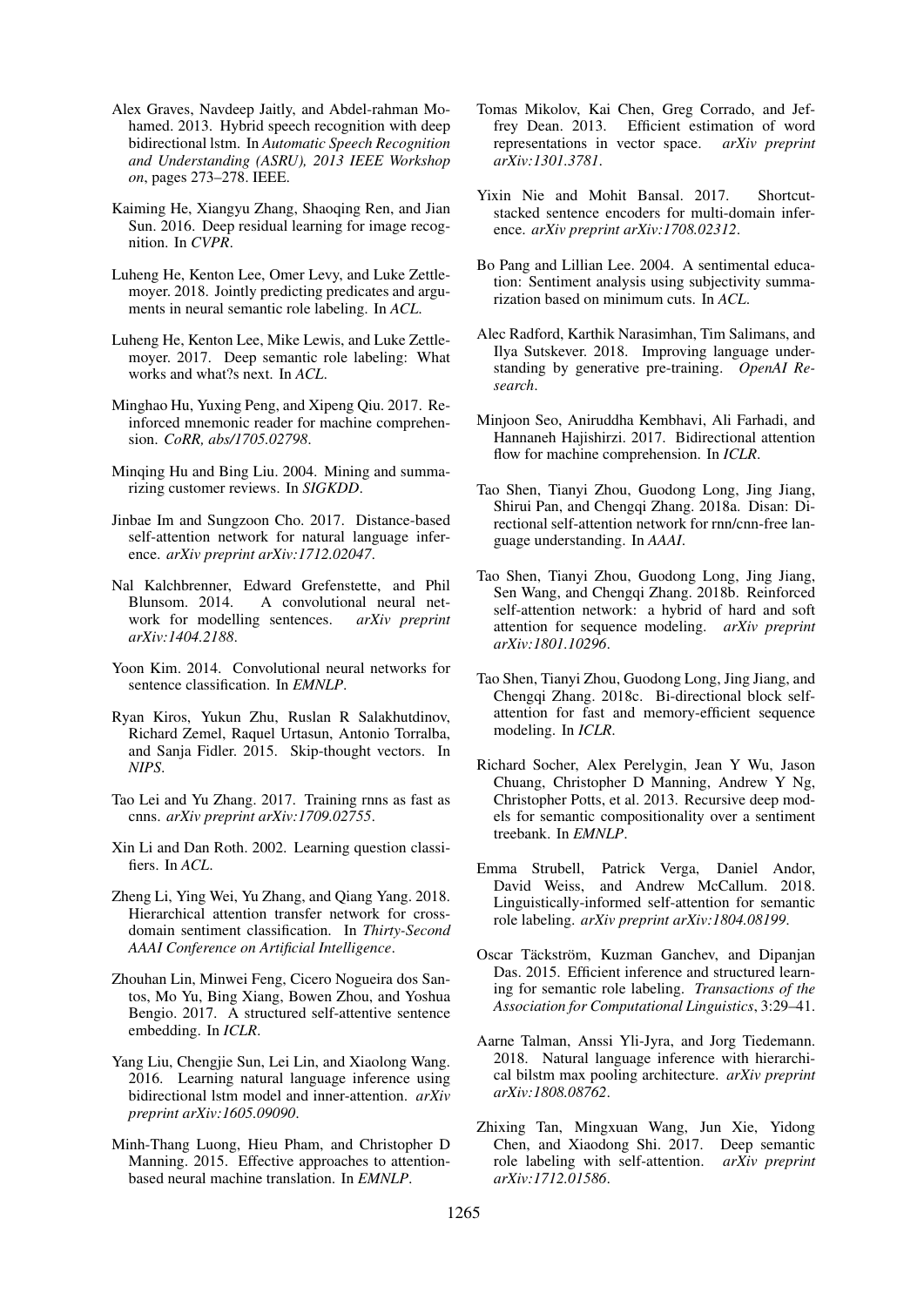Alex Graves, Navdeep Jaitly, and Abdel-rahman Mohamed. 2013. Hybrid speech recognition with deep bidirectional lstm. In *Automatic Speech Recognition and Understanding (ASRU), 2013 IEEE Workshop on*, pages 273–278. IEEE.

Kaiming He, Xiangyu Zhang, Shaoqing Ren, and Jian Sun. 2016. Deep residual learning for image recognition. In *CVPR*.

Luheng He, Kenton Lee, Omer Levy, and Luke Zettlemoyer. 2018. Jointly predicting predicates and arguments in neural semantic role labeling. In *ACL*.

Luheng He, Kenton Lee, Mike Lewis, and Luke Zettlemoyer. 2017. Deep semantic role labeling: What works and what?s next. In *ACL*.

Minghao Hu, Yuxing Peng, and Xipeng Qiu. 2017. Reinforced mnemonic reader for machine comprehension. *CoRR, abs/1705.02798*.

Minqing Hu and Bing Liu. 2004. Mining and summarizing customer reviews. In *SIGKDD*.

Jinbae Im and Sungzoon Cho. 2017. Distance-based self-attention network for natural language inference. *arXiv preprint arXiv:1712.02047*.

Nal Kalchbrenner, Edward Grefenstette, and Phil Blunsom. 2014. A convolutional neural network for modelling sentences. *arXiv preprint arXiv:1404.2188*.

Yoon Kim. 2014. Convolutional neural networks for sentence classification. In *EMNLP*.

Ryan Kiros, Yukun Zhu, Ruslan R Salakhutdinov, Richard Zemel, Raquel Urtasun, Antonio Torralba, and Sanja Fidler. 2015. Skip-thought vectors. In *NIPS*.

Tao Lei and Yu Zhang. 2017. Training rnns as fast as cnns. *arXiv preprint arXiv:1709.02755*.

Xin Li and Dan Roth. 2002. Learning question classifiers. In *ACL*.

Zheng Li, Ying Wei, Yu Zhang, and Qiang Yang. 2018. Hierarchical attention transfer network for cross-domain sentiment classification. In *Thirty-Second AAAI Conference on Artificial Intelligence*.

Zhouhan Lin, Minwei Feng, Cicero Nogueira dos Santos, Mo Yu, Bing Xiang, Bowen Zhou, and Yoshua Bengio. 2017. A structured self-attentive sentence embedding. In *ICLR*.

Yang Liu, Chengjie Sun, Lei Lin, and Xiaolong Wang. 2016. Learning natural language inference using bidirectional lstm model and inner-attention. *arXiv preprint arXiv:1605.09090*.

Minh-Thang Luong, Hieu Pham, and Christopher D Manning. 2015. Effective approaches to attention-based neural machine translation. In *EMNLP*.

Tomas Mikolov, Kai Chen, Greg Corrado, and Jeffrey Dean. 2013. Efficient estimation of word representations in vector space. *arXiv preprint arXiv:1301.3781*.

Yixin Nie and Mohit Bansal. 2017. Shortcut-stacked sentence encoders for multi-domain inference. *arXiv preprint arXiv:1708.02312*.

Bo Pang and Lillian Lee. 2004. A sentimental education: Sentiment analysis using subjectivity summarization based on minimum cuts. In *ACL*.

Alec Radford, Karthik Narasimhan, Tim Salimans, and Ilya Sutskever. 2018. Improving language understanding by generative pre-training. *OpenAI Research*.

Minjoon Seo, Aniruddha Kembhavi, Ali Farhadi, and Hannaneh Hajishirzi. 2017. Bidirectional attention flow for machine comprehension. In *ICLR*.

Tao Shen, Tianyi Zhou, Guodong Long, Jing Jiang, Shirui Pan, and Chengqi Zhang. 2018a. Disan: Directional self-attention network for rnn/cnn-free language understanding. In *AAAI*.

Tao Shen, Tianyi Zhou, Guodong Long, Jing Jiang, Sen Wang, and Chengqi Zhang. 2018b. Reinforced self-attention network: a hybrid of hard and soft attention for sequence modeling. *arXiv preprint arXiv:1801.10296*.

Tao Shen, Tianyi Zhou, Guodong Long, Jing Jiang, and Chengqi Zhang. 2018c. Bi-directional block self-attention for fast and memory-efficient sequence modeling. In *ICLR*.

Richard Socher, Alex Perelygin, Jean Y Wu, Jason Chuang, Christopher D Manning, Andrew Y Ng, Christopher Potts, et al. 2013. Recursive deep models for semantic compositionality over a sentiment treebank. In *EMNLP*.

Emma Strubell, Patrick Verga, Daniel Andor, David Weiss, and Andrew McCallum. 2018. Linguistically-informed self-attention for semantic role labeling. *arXiv preprint arXiv:1804.08199*.

Oscar Täckström, Kuzman Ganchev, and Dipanjan Das. 2015. Efficient inference and structured learning for semantic role labeling. *Transactions of the Association for Computational Linguistics*, 3:29–41.

Aarne Talman, Anssi Yli-Jyra, and Jorg Tiedemann. 2018. Natural language inference with hierarchical bilstm max pooling architecture. *arXiv preprint arXiv:1808.08762*.

Zhixing Tan, Mingxuan Wang, Jun Xie, Yidong Chen, and Xiaodong Shi. 2017. Deep semantic role labeling with self-attention. *arXiv preprint arXiv:1712.01586*.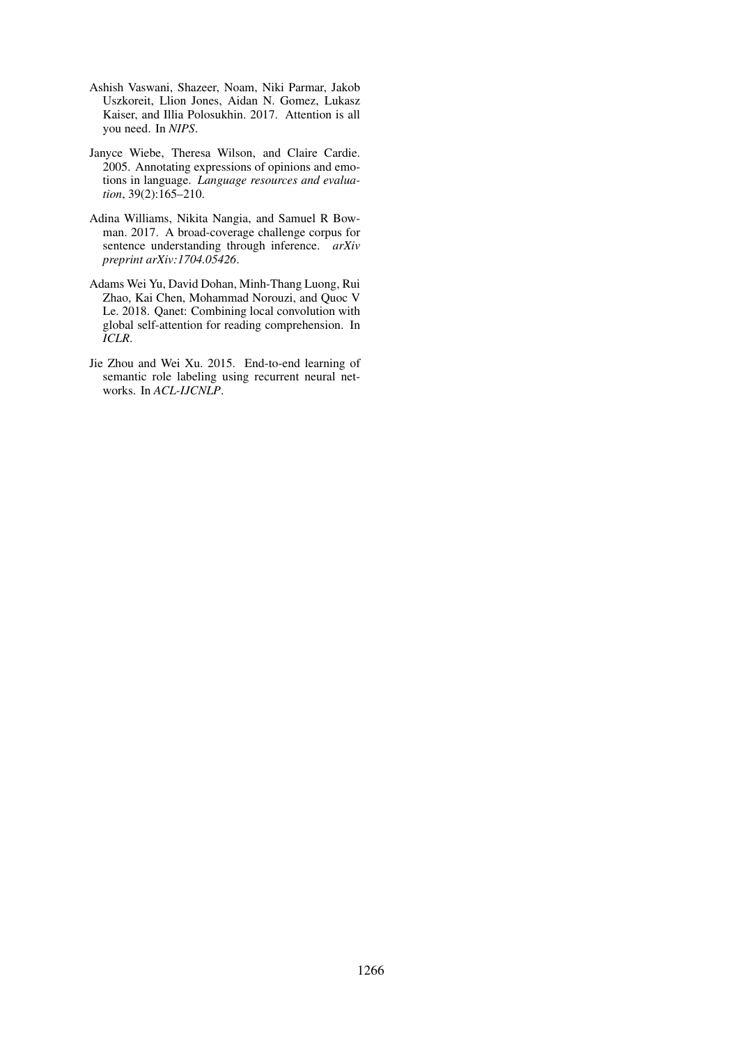Ashish Vaswani, Shazeer, Noam, Niki Parmar, Jakob Uszkoreit, Llion Jones, Aidan N. Gomez, Lukasz Kaiser, and Illia Polosukhin. 2017. Attention is all you need. In *NIPS*.

Janyce Wiebe, Theresa Wilson, and Claire Cardie. 2005. Annotating expressions of opinions and emotions in language. *Language resources and evaluation*, 39(2):165–210.

Adina Williams, Nikita Nangia, and Samuel R Bowman. 2017. A broad-coverage challenge corpus for sentence understanding through inference. *arXiv preprint arXiv:1704.05426*.

Adams Wei Yu, David Dohan, Minh-Thang Luong, Rui Zhao, Kai Chen, Mohammad Norouzi, and Quoc V Le. 2018. Qanet: Combining local convolution with global self-attention for reading comprehension. In *ICLR*.

Jie Zhou and Wei Xu. 2015. End-to-end learning of semantic role labeling using recurrent neural networks. In *ACL-IJCNLP*.